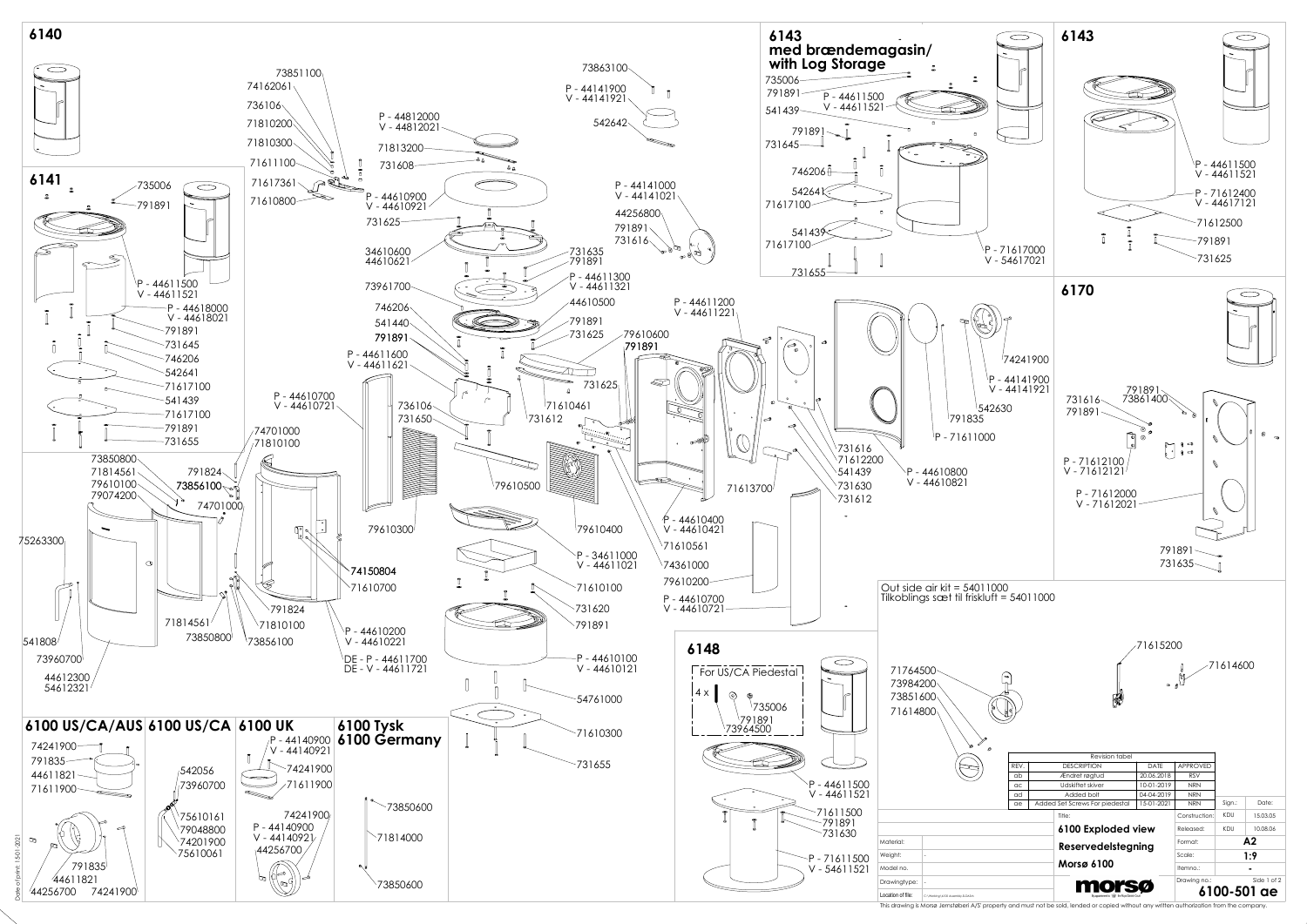## 6140

73851100
74162061
736106
71810200
71810300
71611100
71617361
71610800

P - 44812000
V - 44812021
71813200
731608
P - 44610900
V - 44610921
731625
34610600
44610621
73961700
746206
541440
791891
P - 44611600
V - 44611621
P - 44610700
V - 44610721
736106
731650
74701000
71810100

73863100
P - 44141900
V - 44141921
542642
P - 44141000
V - 44141021
44256800
791891
731616
731635
791891
P - 44611300
V - 44611321
44610500
791891
731625
79610600
791891
731625
71610461
731612
79610500
79610300
79610400
P - 34611000
V - 44611021
71610100
731620
791891
P - 44610100
V - 44610121
54761000
71610300
731655

P - 44611200
V - 44611221
74241900
P - 44141900
V - 44141921
542630
791835
P - 71611000
731616
71612200
541439
731630
731612
P - 44610800
V - 44610821
71613700
P - 44610400
V - 44610421
71610561
74361000
79610200
P - 44610700
V - 44610721

## 6141

735006
791891
P - 44611500
V - 44611521
P - 44618000
V - 44618021
791891
731645
746206
542641
71617100
541439
71617100
791891
731655

73850800
71814561
79610100
79074200
791824
73856100
74701000
75263300
74150804
71610700
791824
71814561
71810100
73850800
73856100
P - 44610200
V - 44610221
DE - P - 44611700
DE - V - 44611721
541808
73960700
44612300
54612321

## 6143 med brændemagasin/ with Log Storage

735006
791891
P - 44611500
V - 44611521
541439
791891
731645
746206
542641
71617100
541439
71617100
731655
P - 71617000
V - 54617021

## 6143

P - 44611500
V - 44611521
P - 71612400
V - 44617121
71612500
791891
731625

## 6170

731616
791891
791891
73861400
P - 71612100
V - 71612121
P - 71612000
V - 71612021
791891
731635

Out side air kit = 54011000
Tilkoblings sæt til friskluft = 54011000

71615200
71614600
71764500
73984200
73851600
71614800

## 6148

For US/CA Piedestal
4 x
735006
791891
73964500
P - 44611500
V - 44611521
71611500
791891
731630
P - 71611500
V - 54611521

## 6100 US/CA/AUS

74241900
791835
44611821
71611900
791835
44611821
44256700
74241900

## 6100 US/CA

542056
73960700
75610161
79048800
74201900
75610061

## 6100 UK

P - 44140900
V - 44140921
74241900
71611900
74241900
P - 44140900
V - 44140921
44256700

## 6100 Tysk
## 6100 Germany

73850600
71814000
73850600

| REV. | DESCRIPTION | DATE | APPROVED |
|---|---|---|---|
| ab | Ændret røgtud | 20.06.2018 | RSV |
| ac | Udskiftet skiver | 10-01-2019 | NRN |
| ad | Added bolt | 04-04-2019 | NRN |
| ae | Added Set Screws For piedestal | 15-01-2021 | NRN |

| | | | | Sign.: | Date: |
|---|---|---|---|---|---|
| Material: | | Title: 6100 Exploded view Reservedelstegning Morsø 6100 | Construction: | KDU | 15.03.05 |
| Weight: | - | | Released: | KDU | 10.08.06 |
| Model no. | | | Format: | A2 | |
| Drawingtype: | - | | Scale: | 1:9 | |
| Location of file: | | morsø | Itemno.: | - | |
| | | | Drawing no.: | 6100-501 ae | Side 1 of 2 |

This drawing is Morsø Jernstøberi A/S' property and must not be sold, lended or copied without any written authorization from the company.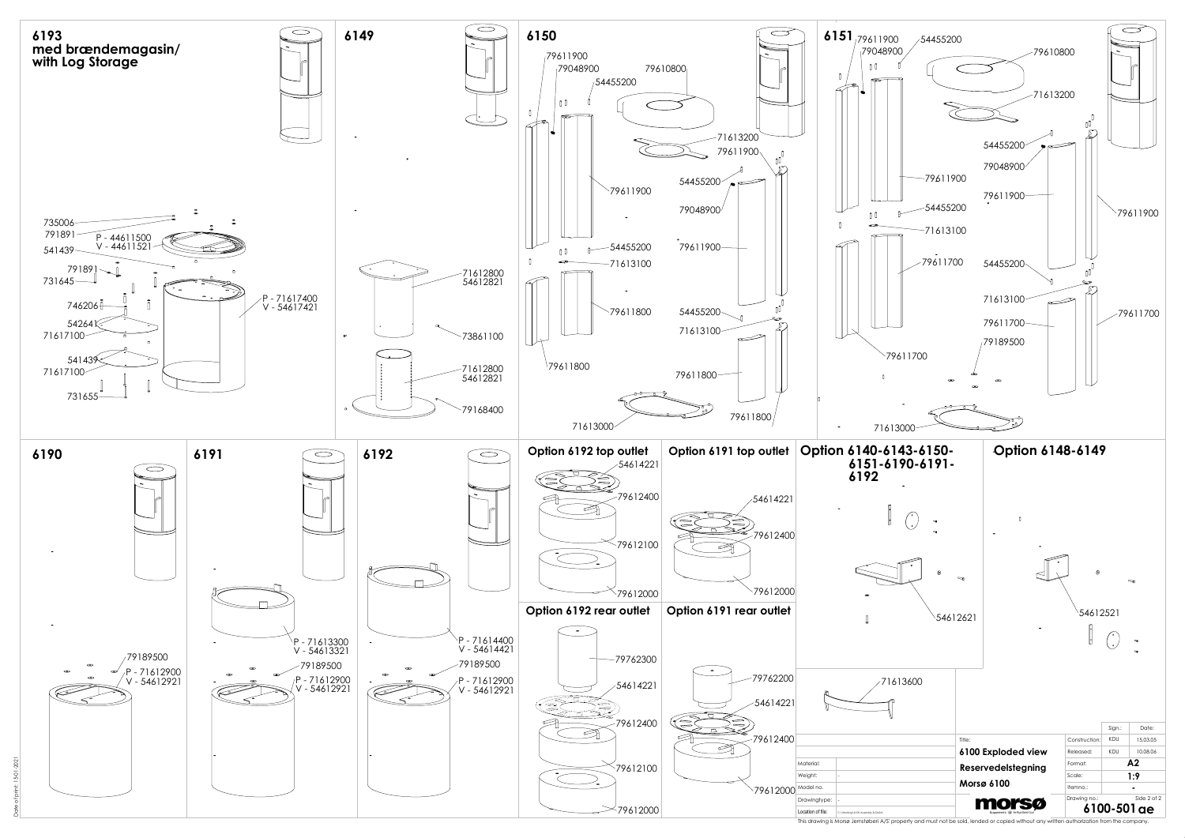## 6193 med brændemagasin/ with Log Storage

735006
791891
P - 44611500
V - 44611521
541439
791891
731645
746206
P - 71617400
V - 54617421
542641
71617100
541439
71617100
731655

## 6149

71612800
54612821
73861100
71612800
54612821
79168400

## 6150

79611900
79048900
79610800
54455200
71613200
79611900
54455200
79048900
79611900
79611900
54455200
71613100
79611900
79611800
54455200
71613100
79611800
79611800
79611800
71613000

## 6151

79611900
79048900
54455200
79610800
71613200
54455200
79048900
79611900
79611900
79611900
54455200
71613100
79611700
54455200
71613100
79611700
79611700
79189500
79611700
71613000

## 6190

79189500
P - 71612900
V - 54612921

## 6191

P - 71613300
V - 54613321
79189500
P - 71612900
V - 54612921

## 6192

P - 71614400
V - 54614421
79189500
P - 71612900
V - 54612921

## Option 6192 top outlet

54614221
79612400
79612100
79612000

## Option 6191 top outlet

54614221
79612400
79612000

## Option 6192 rear outlet

79762300
54614221
79612400
79612100
79612000

## Option 6191 rear outlet

79762200
54614221
79612400
79612000

## Option 6140-6143-6150-6151-6190-6191-6192

54612621

71613600

## Option 6148-6149

54612521

| | | | | | |
|---|---|---|---|---|---|
| Material: | | Title: | | Sign.: | Date: |
| Weight: | - | 6100 Exploded view | Construction: | KDU | 15.03.05 |
| Model no. | | Reservedelstegning | Released: | KDU | 10.08.06 |
| Drawingtype: | - | Morsø 6100 | Format: | A2 | |
| Location of file: | | | Scale: | 1:9 | |
| | | | Itemno.: | - | |
| | | | Drawing no.: | 6100-501 ae | Side 2 of 2 |

morsø

This drawing is Morsø Jernstøberi A/S' property and must not be sold, lended or copied without any written authorization from the company.

Date of print: 15-01-2021